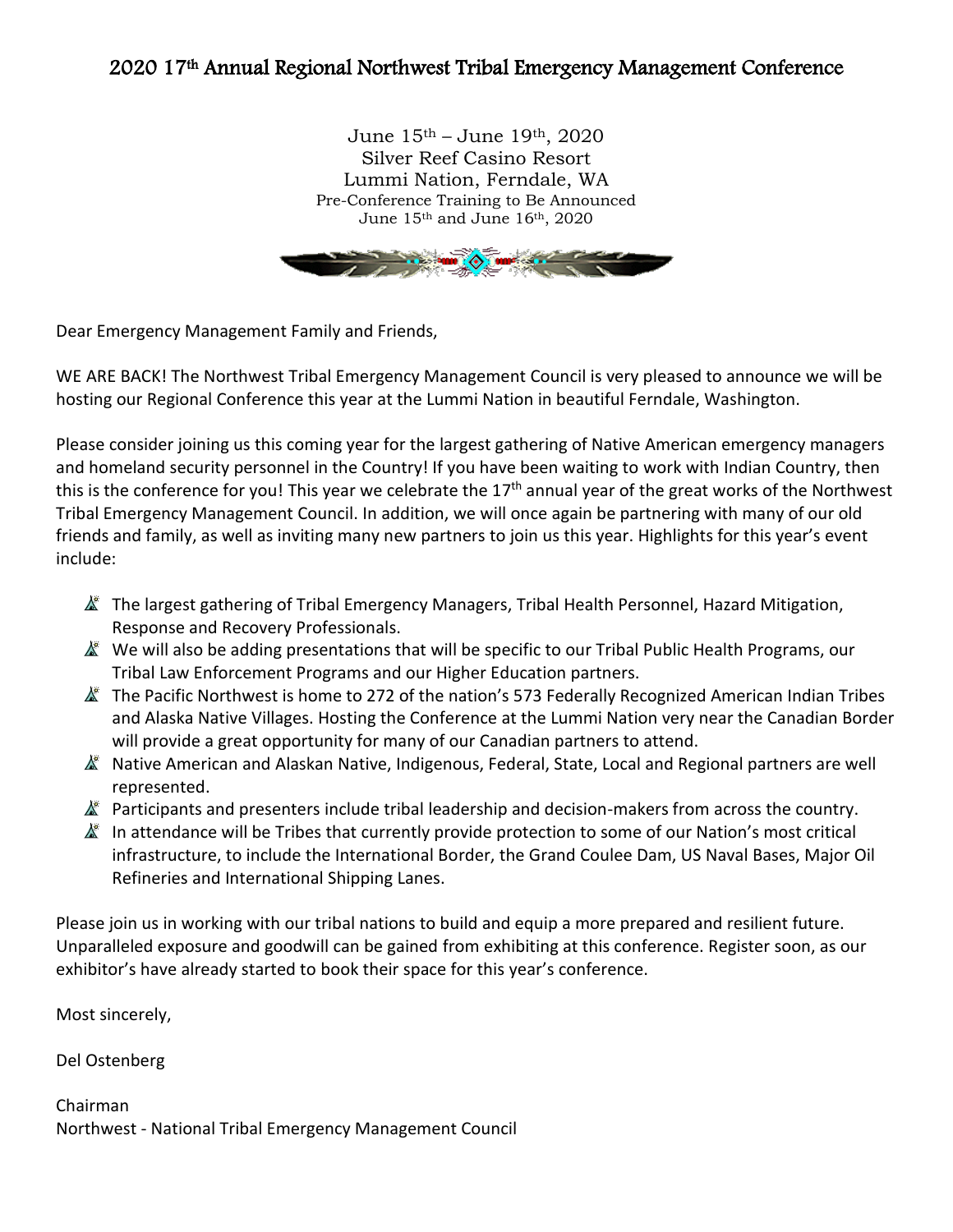# 2020 17th Annual Regional Northwest Tribal Emergency Management Conference

June 15th – June 19th, 2020
Silver Reef Casino Resort
Lummi Nation, Ferndale, WA
Pre-Conference Training to Be Announced
June 15th and June 16th, 2020

Dear Emergency Management Family and Friends,

WE ARE BACK! The Northwest Tribal Emergency Management Council is very pleased to announce we will be hosting our Regional Conference this year at the Lummi Nation in beautiful Ferndale, Washington.

Please consider joining us this coming year for the largest gathering of Native American emergency managers and homeland security personnel in the Country! If you have been waiting to work with Indian Country, then this is the conference for you! This year we celebrate the 17th annual year of the great works of the Northwest Tribal Emergency Management Council. In addition, we will once again be partnering with many of our old friends and family, as well as inviting many new partners to join us this year. Highlights for this year's event include:

- The largest gathering of Tribal Emergency Managers, Tribal Health Personnel, Hazard Mitigation, Response and Recovery Professionals.
- We will also be adding presentations that will be specific to our Tribal Public Health Programs, our Tribal Law Enforcement Programs and our Higher Education partners.
- The Pacific Northwest is home to 272 of the nation's 573 Federally Recognized American Indian Tribes and Alaska Native Villages. Hosting the Conference at the Lummi Nation very near the Canadian Border will provide a great opportunity for many of our Canadian partners to attend.
- Native American and Alaskan Native, Indigenous, Federal, State, Local and Regional partners are well represented.
- Participants and presenters include tribal leadership and decision-makers from across the country.
- In attendance will be Tribes that currently provide protection to some of our Nation's most critical infrastructure, to include the International Border, the Grand Coulee Dam, US Naval Bases, Major Oil Refineries and International Shipping Lanes.

Please join us in working with our tribal nations to build and equip a more prepared and resilient future. Unparalleled exposure and goodwill can be gained from exhibiting at this conference. Register soon, as our exhibitor's have already started to book their space for this year's conference.

Most sincerely,

Del Ostenberg

Chairman
Northwest - National Tribal Emergency Management Council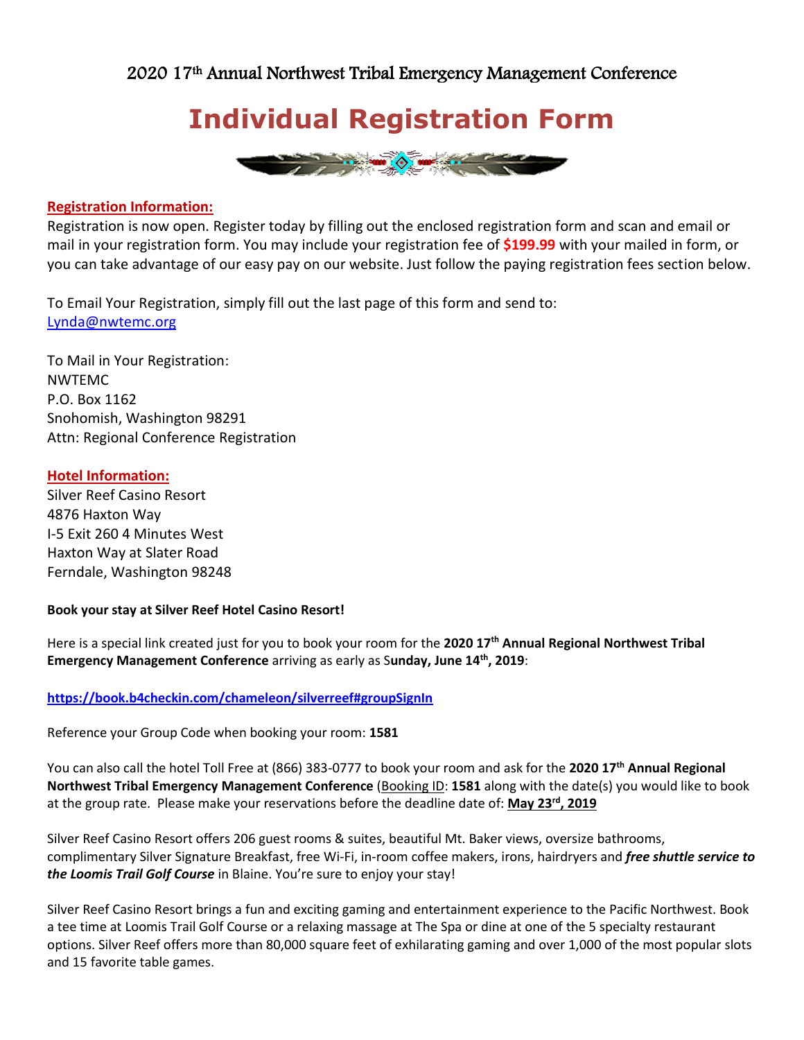2020 17th Annual Northwest Tribal Emergency Management Conference

# Individual Registration Form

**Registration Information:**

Registration is now open. Register today by filling out the enclosed registration form and scan and email or mail in your registration form. You may include your registration fee of **$199.99** with your mailed in form, or you can take advantage of our easy pay on our website. Just follow the paying registration fees section below.

To Email Your Registration, simply fill out the last page of this form and send to:
Lynda@nwtemc.org

To Mail in Your Registration:
NWTEMC
P.O. Box 1162
Snohomish, Washington 98291
Attn: Regional Conference Registration

**Hotel Information:**

Silver Reef Casino Resort
4876 Haxton Way
I-5 Exit 260 4 Minutes West
Haxton Way at Slater Road
Ferndale, Washington 98248

**Book your stay at Silver Reef Hotel Casino Resort!**

Here is a special link created just for you to book your room for the **2020 17th Annual Regional Northwest Tribal Emergency Management Conference** arriving as early as S**unday, June 14th, 2019**:

**https://book.b4checkin.com/chameleon/silverreef#groupSignIn**

Reference your Group Code when booking your room: **1581**

You can also call the hotel Toll Free at (866) 383-0777 to book your room and ask for the **2020 17th Annual Regional Northwest Tribal Emergency Management Conference** (Booking ID: **1581** along with the date(s) you would like to book at the group rate. Please make your reservations before the deadline date of: **May 23rd, 2019**

Silver Reef Casino Resort offers 206 guest rooms & suites, beautiful Mt. Baker views, oversize bathrooms, complimentary Silver Signature Breakfast, free Wi-Fi, in-room coffee makers, irons, hairdryers and ***free shuttle service to the Loomis Trail Golf Course*** in Blaine. You're sure to enjoy your stay!

Silver Reef Casino Resort brings a fun and exciting gaming and entertainment experience to the Pacific Northwest. Book a tee time at Loomis Trail Golf Course or a relaxing massage at The Spa or dine at one of the 5 specialty restaurant options. Silver Reef offers more than 80,000 square feet of exhilarating gaming and over 1,000 of the most popular slots and 15 favorite table games.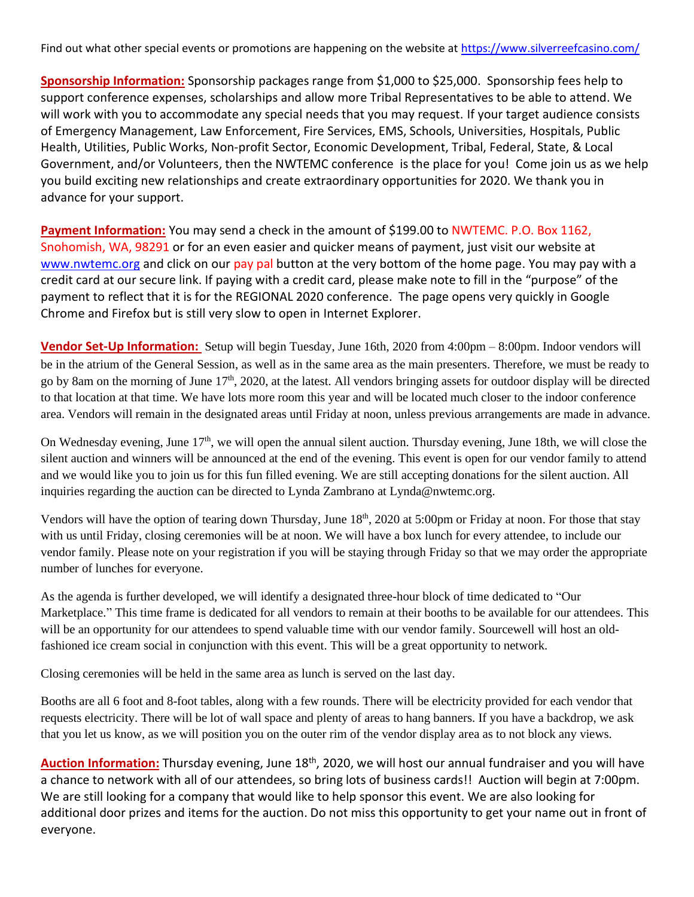Find out what other special events or promotions are happening on the website at https://www.silverreefcasino.com/

**Sponsorship Information:** Sponsorship packages range from $1,000 to $25,000. Sponsorship fees help to support conference expenses, scholarships and allow more Tribal Representatives to be able to attend. We will work with you to accommodate any special needs that you may request. If your target audience consists of Emergency Management, Law Enforcement, Fire Services, EMS, Schools, Universities, Hospitals, Public Health, Utilities, Public Works, Non-profit Sector, Economic Development, Tribal, Federal, State, & Local Government, and/or Volunteers, then the NWTEMC conference is the place for you! Come join us as we help you build exciting new relationships and create extraordinary opportunities for 2020. We thank you in advance for your support.

**Payment Information:** You may send a check in the amount of $199.00 to NWTEMC. P.O. Box 1162, Snohomish, WA, 98291 or for an even easier and quicker means of payment, just visit our website at www.nwtemc.org and click on our pay pal button at the very bottom of the home page. You may pay with a credit card at our secure link. If paying with a credit card, please make note to fill in the "purpose" of the payment to reflect that it is for the REGIONAL 2020 conference. The page opens very quickly in Google Chrome and Firefox but is still very slow to open in Internet Explorer.

**Vendor Set-Up Information:** Setup will begin Tuesday, June 16th, 2020 from 4:00pm – 8:00pm. Indoor vendors will be in the atrium of the General Session, as well as in the same area as the main presenters. Therefore, we must be ready to go by 8am on the morning of June 17th, 2020, at the latest. All vendors bringing assets for outdoor display will be directed to that location at that time. We have lots more room this year and will be located much closer to the indoor conference area. Vendors will remain in the designated areas until Friday at noon, unless previous arrangements are made in advance.

On Wednesday evening, June 17th, we will open the annual silent auction. Thursday evening, June 18th, we will close the silent auction and winners will be announced at the end of the evening. This event is open for our vendor family to attend and we would like you to join us for this fun filled evening. We are still accepting donations for the silent auction. All inquiries regarding the auction can be directed to Lynda Zambrano at Lynda@nwtemc.org.

Vendors will have the option of tearing down Thursday, June 18th, 2020 at 5:00pm or Friday at noon. For those that stay with us until Friday, closing ceremonies will be at noon. We will have a box lunch for every attendee, to include our vendor family. Please note on your registration if you will be staying through Friday so that we may order the appropriate number of lunches for everyone.

As the agenda is further developed, we will identify a designated three-hour block of time dedicated to "Our Marketplace." This time frame is dedicated for all vendors to remain at their booths to be available for our attendees. This will be an opportunity for our attendees to spend valuable time with our vendor family. Sourcewell will host an old-fashioned ice cream social in conjunction with this event. This will be a great opportunity to network.

Closing ceremonies will be held in the same area as lunch is served on the last day.

Booths are all 6 foot and 8-foot tables, along with a few rounds. There will be electricity provided for each vendor that requests electricity. There will be lot of wall space and plenty of areas to hang banners. If you have a backdrop, we ask that you let us know, as we will position you on the outer rim of the vendor display area as to not block any views.

**Auction Information:** Thursday evening, June 18th, 2020, we will host our annual fundraiser and you will have a chance to network with all of our attendees, so bring lots of business cards!! Auction will begin at 7:00pm. We are still looking for a company that would like to help sponsor this event. We are also looking for additional door prizes and items for the auction. Do not miss this opportunity to get your name out in front of everyone.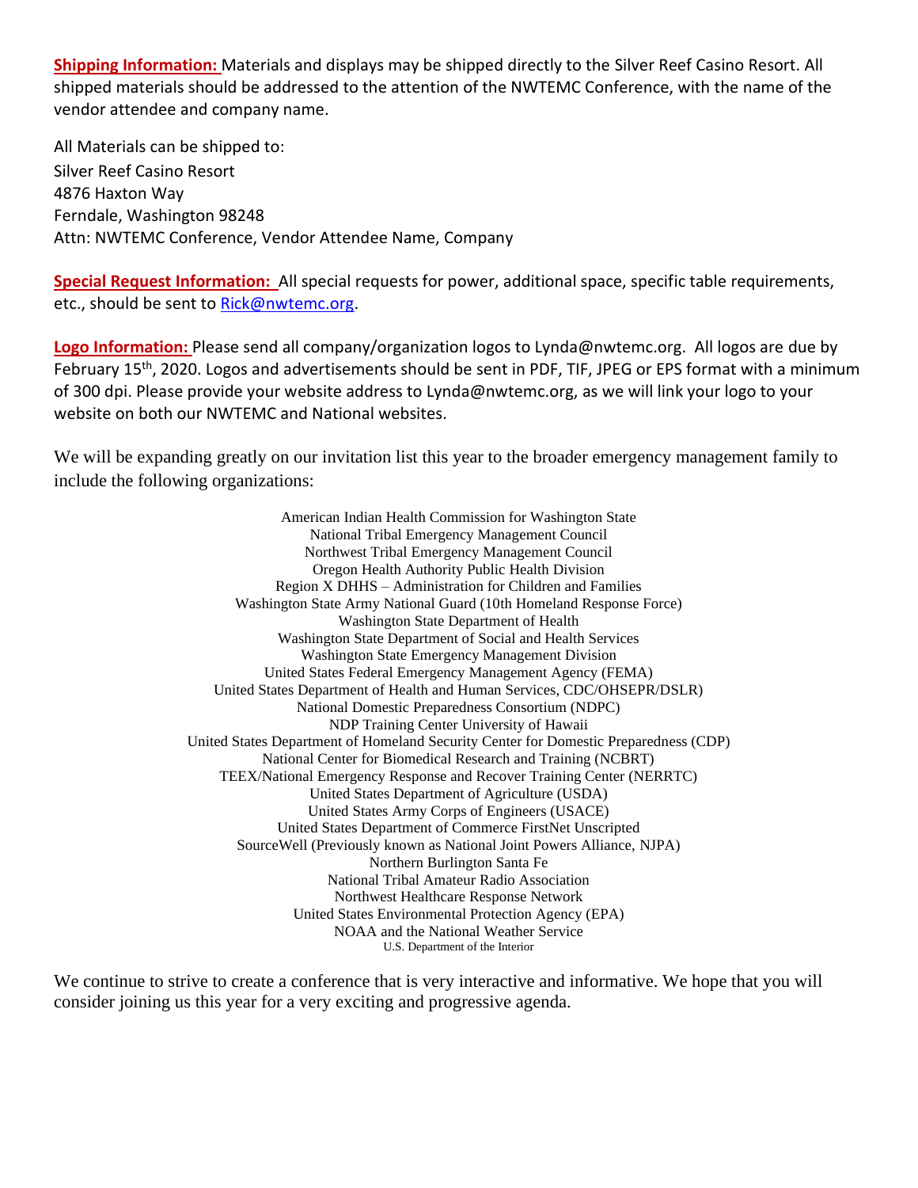**Shipping Information:** Materials and displays may be shipped directly to the Silver Reef Casino Resort. All shipped materials should be addressed to the attention of the NWTEMC Conference, with the name of the vendor attendee and company name.

All Materials can be shipped to:
Silver Reef Casino Resort
4876 Haxton Way
Ferndale, Washington 98248
Attn: NWTEMC Conference, Vendor Attendee Name, Company

**Special Request Information:** All special requests for power, additional space, specific table requirements, etc., should be sent to Rick@nwtemc.org.

**Logo Information:** Please send all company/organization logos to Lynda@nwtemc.org. All logos are due by February 15th, 2020. Logos and advertisements should be sent in PDF, TIF, JPEG or EPS format with a minimum of 300 dpi. Please provide your website address to Lynda@nwtemc.org, as we will link your logo to your website on both our NWTEMC and National websites.

We will be expanding greatly on our invitation list this year to the broader emergency management family to include the following organizations:

American Indian Health Commission for Washington State
National Tribal Emergency Management Council
Northwest Tribal Emergency Management Council
Oregon Health Authority Public Health Division
Region X DHHS – Administration for Children and Families
Washington State Army National Guard (10th Homeland Response Force)
Washington State Department of Health
Washington State Department of Social and Health Services
Washington State Emergency Management Division
United States Federal Emergency Management Agency (FEMA)
United States Department of Health and Human Services, CDC/OHSEPR/DSLR)
National Domestic Preparedness Consortium (NDPC)
NDP Training Center University of Hawaii
United States Department of Homeland Security Center for Domestic Preparedness (CDP)
National Center for Biomedical Research and Training (NCBRT)
TEEX/National Emergency Response and Recover Training Center (NERRTC)
United States Department of Agriculture (USDA)
United States Army Corps of Engineers (USACE)
United States Department of Commerce FirstNet Unscripted
SourceWell (Previously known as National Joint Powers Alliance, NJPA)
Northern Burlington Santa Fe
National Tribal Amateur Radio Association
Northwest Healthcare Response Network
United States Environmental Protection Agency (EPA)
NOAA and the National Weather Service
U.S. Department of the Interior

We continue to strive to create a conference that is very interactive and informative. We hope that you will consider joining us this year for a very exciting and progressive agenda.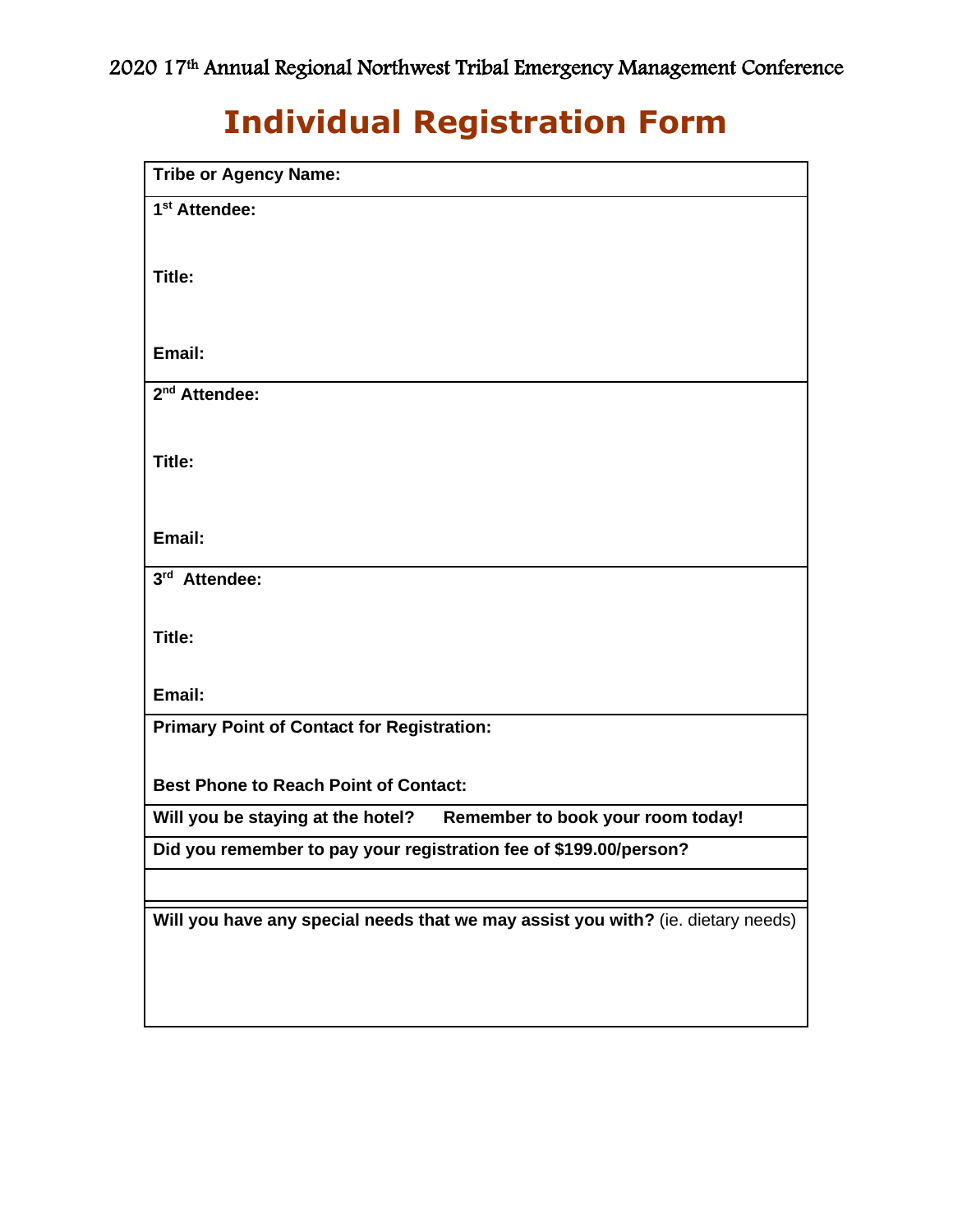2020 17th Annual Regional Northwest Tribal Emergency Management Conference

# Individual Registration Form

| Tribe or Agency Name: |
|---|
| 1st Attendee:<br><br>Title:<br><br>Email: |
| 2nd Attendee:<br><br>Title:<br><br>Email: |
| 3rd Attendee:<br><br>Title:<br><br>Email: |
| Primary Point of Contact for Registration:<br><br>Best Phone to Reach Point of Contact: |
| Will you be staying at the hotel? Remember to book your room today! |
| Did you remember to pay your registration fee of $199.00/person? |
| |
| Will you have any special needs that we may assist you with? (ie. dietary needs) |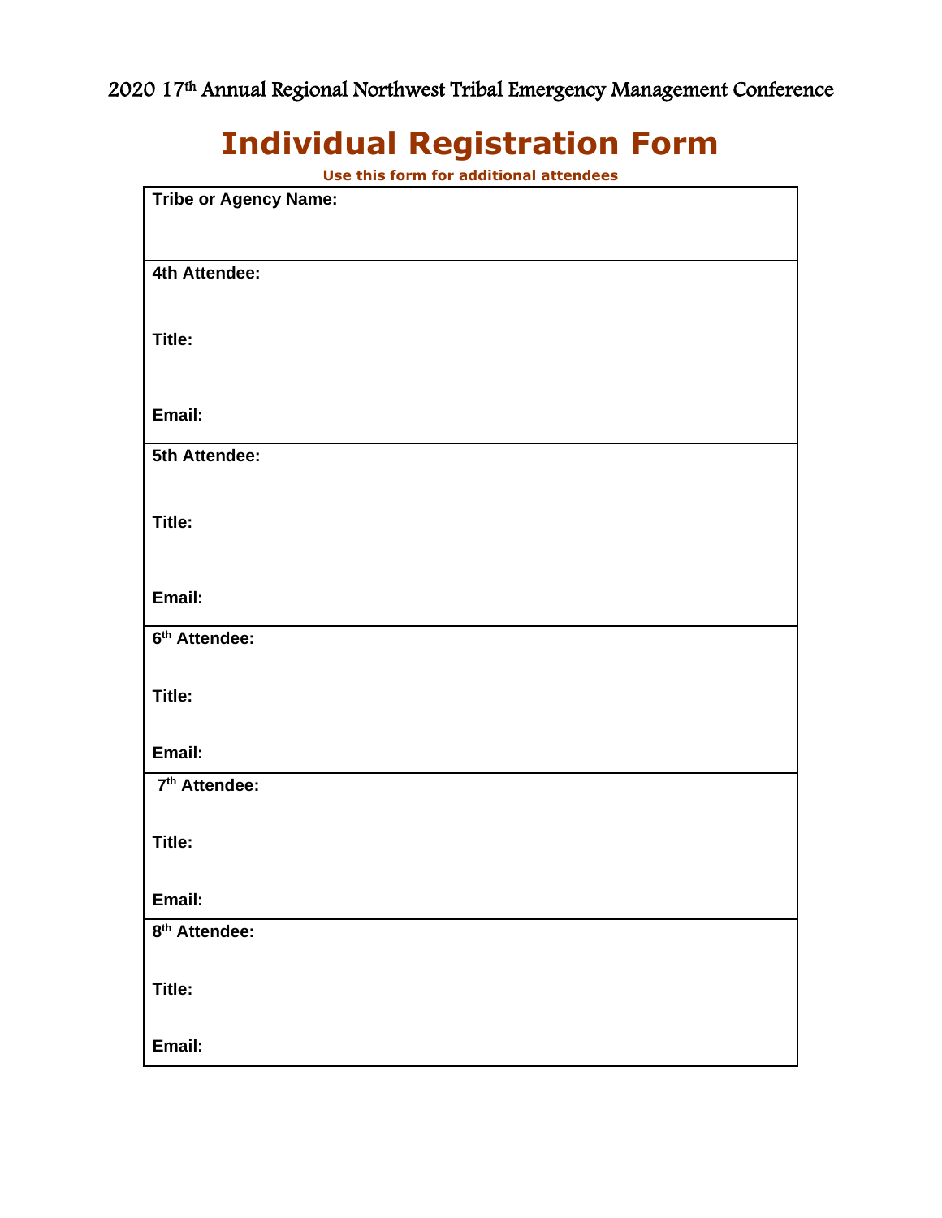2020 17th Annual Regional Northwest Tribal Emergency Management Conference

# Individual Registration Form

**Use this form for additional attendees**

| |
|---|
| **Tribe or Agency Name:** |
| **4th Attendee:**<br><br>**Title:**<br><br>**Email:** |
| **5th Attendee:**<br><br>**Title:**<br><br>**Email:** |
| **6th Attendee:**<br><br>**Title:**<br><br>**Email:** |
| **7th Attendee:**<br><br>**Title:**<br><br>**Email:** |
| **8th Attendee:**<br><br>**Title:**<br><br>**Email:** |